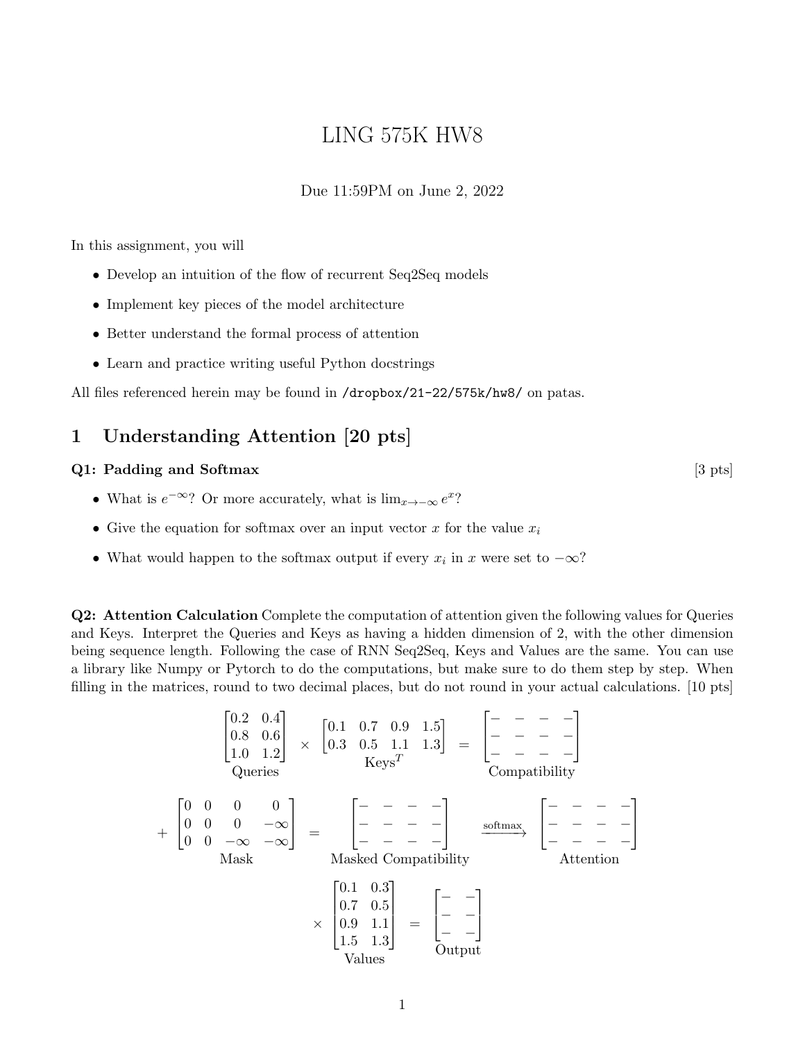# LING 575K HW8

Due 11:59PM on June 2, 2022

In this assignment, you will

- Develop an intuition of the flow of recurrent Seq2Seq models
- Implement key pieces of the model architecture
- Better understand the formal process of attention
- Learn and practice writing useful Python docstrings

All files referenced herein may be found in `/dropbox/21-22/575k/hw8/` on patas.

## 1 Understanding Attention [20 pts]

**Q1: Padding and Softmax** [3 pts]

- What is $e^{-\infty}$? Or more accurately, what is $\lim_{x \to -\infty} e^x$?
- Give the equation for softmax over an input vector $x$ for the value $x_i$
- What would happen to the softmax output if every $x_i$ in $x$ were set to $-\infty$?

**Q2: Attention Calculation** Complete the computation of attention given the following values for Queries and Keys. Interpret the Queries and Keys as having a hidden dimension of 2, with the other dimension being sequence length. Following the case of RNN Seq2Seq, Keys and Values are the same. You can use a library like Numpy or Pytorch to do the computations, but make sure to do them step by step. When filling in the matrices, round to two decimal places, but do not round in your actual calculations. [10 pts]

$$\underset{\text{Queries}}{\begin{bmatrix} 0.2 & 0.4 \\ 0.8 & 0.6 \\ 1.0 & 1.2 \end{bmatrix}} \times \underset{\text{Keys}^T}{\begin{bmatrix} 0.1 & 0.7 & 0.9 & 1.5 \\ 0.3 & 0.5 & 1.1 & 1.3 \end{bmatrix}} = \underset{\text{Compatibility}}{\begin{bmatrix} - & - & - & - \\ - & - & - & - \\ - & - & - & - \end{bmatrix}}$$

$$+ \underset{\text{Mask}}{\begin{bmatrix} 0 & 0 & 0 & 0 \\ 0 & 0 & 0 & -\infty \\ 0 & 0 & -\infty & -\infty \end{bmatrix}} = \underset{\text{Masked Compatibility}}{\begin{bmatrix} - & - & - & - \\ - & - & - & - \\ - & - & - & - \end{bmatrix}} \xrightarrow{\text{softmax}} \underset{\text{Attention}}{\begin{bmatrix} - & - & - & - \\ - & - & - & - \\ - & - & - & - \end{bmatrix}}$$

$$\times \underset{\text{Values}}{\begin{bmatrix} 0.1 & 0.3 \\ 0.7 & 0.5 \\ 0.9 & 1.1 \\ 1.5 & 1.3 \end{bmatrix}} = \underset{\text{Output}}{\begin{bmatrix} - & - \\ - & - \\ - & - \end{bmatrix}}$$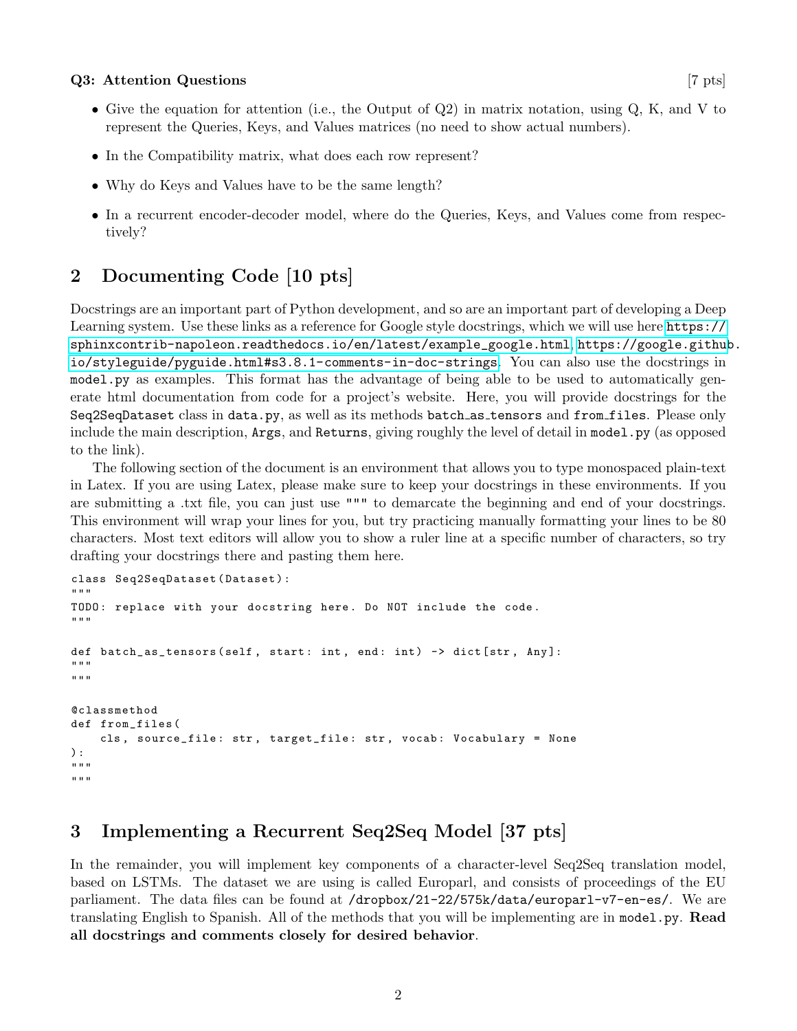**Q3: Attention Questions** [7 pts]

- Give the equation for attention (i.e., the Output of Q2) in matrix notation, using Q, K, and V to represent the Queries, Keys, and Values matrices (no need to show actual numbers).
- In the Compatibility matrix, what does each row represent?
- Why do Keys and Values have to be the same length?
- In a recurrent encoder-decoder model, where do the Queries, Keys, and Values come from respectively?

## 2 Documenting Code [10 pts]

Docstrings are an important part of Python development, and so are an important part of developing a Deep Learning system. Use these links as a reference for Google style docstrings, which we will use here https://sphinxcontrib-napoleon.readthedocs.io/en/latest/example_google.html, https://google.github.io/styleguide/pyguide.html#s3.8.1-comments-in-doc-strings. You can also use the docstrings in `model.py` as examples. This format has the advantage of being able to be used to automatically generate html documentation from code for a project's website. Here, you will provide docstrings for the `Seq2SeqDataset` class in `data.py`, as well as its methods `batch_as_tensors` and `from_files`. Please only include the main description, `Args`, and `Returns`, giving roughly the level of detail in `model.py` (as opposed to the link).

The following section of the document is an environment that allows you to type monospaced plain-text in Latex. If you are using Latex, please make sure to keep your docstrings in these environments. If you are submitting a .txt file, you can just use """ to demarcate the beginning and end of your docstrings. This environment will wrap your lines for you, but try practicing manually formatting your lines to be 80 characters. Most text editors will allow you to show a ruler line at a specific number of characters, so try drafting your docstrings there and pasting them here.

```
class Seq2SeqDataset(Dataset):
"""
TODO: replace with your docstring here. Do NOT include the code.
"""

def batch_as_tensors(self, start: int, end: int) -> dict[str, Any]:
"""
"""

@classmethod
def from_files(
    cls, source_file: str, target_file: str, vocab: Vocabulary = None
):
"""
"""
```

## 3 Implementing a Recurrent Seq2Seq Model [37 pts]

In the remainder, you will implement key components of a character-level Seq2Seq translation model, based on LSTMs. The dataset we are using is called Europarl, and consists of proceedings of the EU parliament. The data files can be found at `/dropbox/21-22/575k/data/europarl-v7-en-es/`. We are translating English to Spanish. All of the methods that you will be implementing are in `model.py`. **Read all docstrings and comments closely for desired behavior**.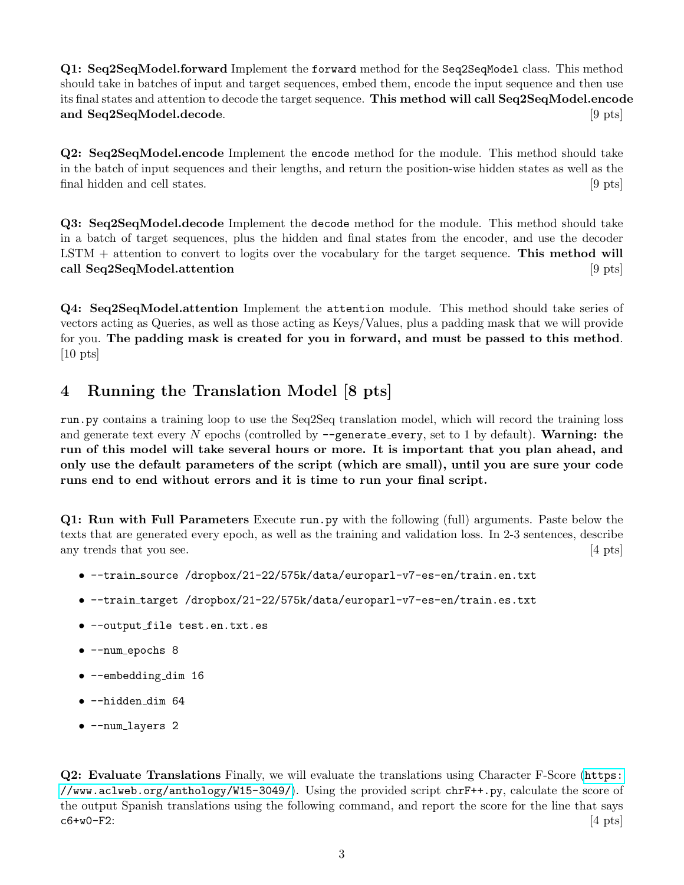**Q1: Seq2SeqModel.forward** Implement the `forward` method for the `Seq2SeqModel` class. This method should take in batches of input and target sequences, embed them, encode the input sequence and then use its final states and attention to decode the target sequence. **This method will call Seq2SeqModel.encode and Seq2SeqModel.decode**. [9 pts]

**Q2: Seq2SeqModel.encode** Implement the `encode` method for the module. This method should take in the batch of input sequences and their lengths, and return the position-wise hidden states as well as the final hidden and cell states. [9 pts]

**Q3: Seq2SeqModel.decode** Implement the `decode` method for the module. This method should take in a batch of target sequences, plus the hidden and final states from the encoder, and use the decoder LSTM + attention to convert to logits over the vocabulary for the target sequence. **This method will call Seq2SeqModel.attention** [9 pts]

**Q4: Seq2SeqModel.attention** Implement the `attention` module. This method should take series of vectors acting as Queries, as well as those acting as Keys/Values, plus a padding mask that we will provide for you. **The padding mask is created for you in forward, and must be passed to this method**. [10 pts]

## 4 Running the Translation Model [8 pts]

`run.py` contains a training loop to use the Seq2Seq translation model, which will record the training loss and generate text every $N$ epochs (controlled by `--generate_every`, set to 1 by default). **Warning: the run of this model will take several hours or more. It is important that you plan ahead, and only use the default parameters of the script (which are small), until you are sure your code runs end to end without errors and it is time to run your final script.**

**Q1: Run with Full Parameters** Execute `run.py` with the following (full) arguments. Paste below the texts that are generated every epoch, as well as the training and validation loss. In 2-3 sentences, describe any trends that you see. [4 pts]

- `--train_source /dropbox/21-22/575k/data/europarl-v7-es-en/train.en.txt`
- `--train_target /dropbox/21-22/575k/data/europarl-v7-es-en/train.es.txt`
- `--output_file test.en.txt.es`
- `--num_epochs 8`
- `--embedding_dim 16`
- `--hidden_dim 64`
- `--num_layers 2`

**Q2: Evaluate Translations** Finally, we will evaluate the translations using Character F-Score (https://www.aclweb.org/anthology/W15-3049/). Using the provided script `chrF++.py`, calculate the score of the output Spanish translations using the following command, and report the score for the line that says `c6+w0-F2`: [4 pts]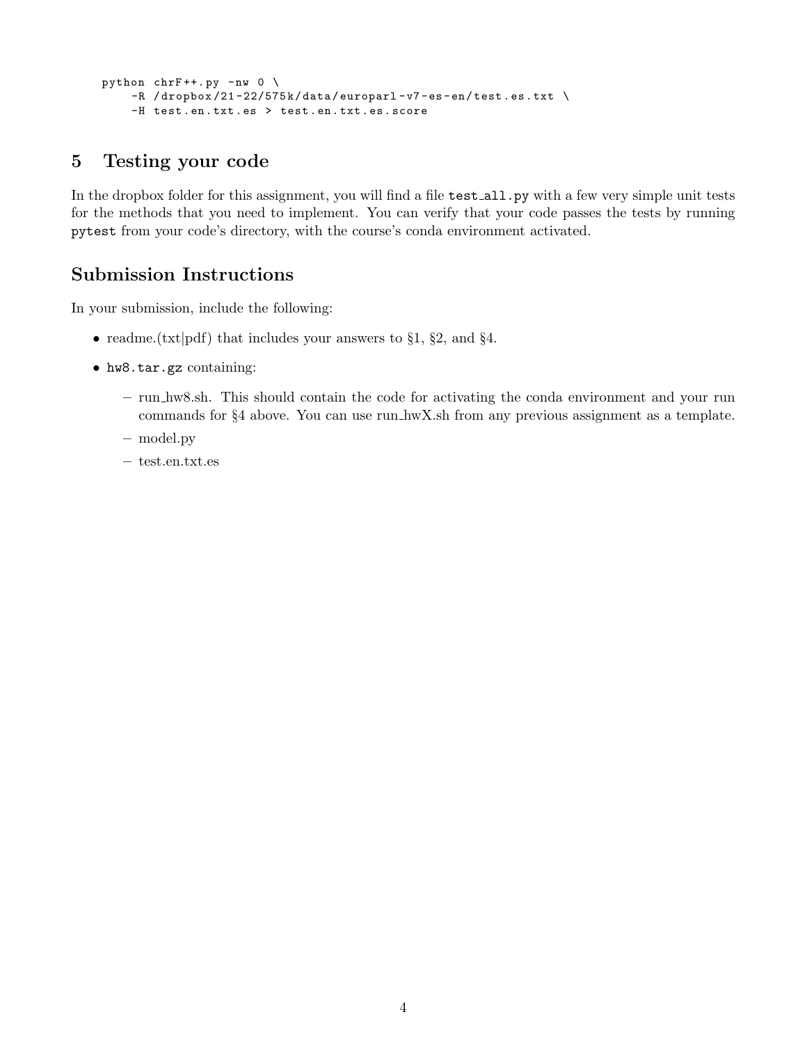```
python chrF++.py -nw 0 \
    -R /dropbox/21-22/575k/data/europarl-v7-es-en/test.es.txt \
    -H test.en.txt.es > test.en.txt.es.score
```

## 5 Testing your code

In the dropbox folder for this assignment, you will find a file `test_all.py` with a few very simple unit tests for the methods that you need to implement. You can verify that your code passes the tests by running `pytest` from your code's directory, with the course's conda environment activated.

## Submission Instructions

In your submission, include the following:

- readme.(txt|pdf) that includes your answers to §1, §2, and §4.
- `hw8.tar.gz` containing:
  - run_hw8.sh. This should contain the code for activating the conda environment and your run commands for §4 above. You can use run_hwX.sh from any previous assignment as a template.
  - model.py
  - test.en.txt.es